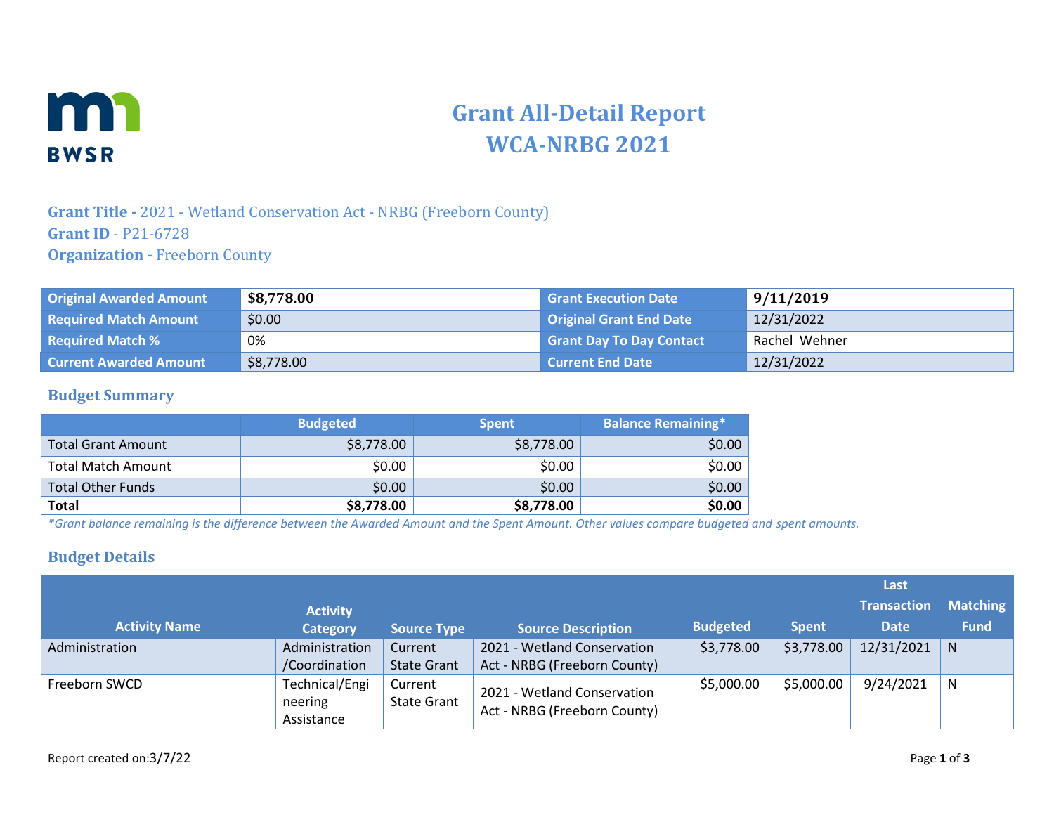# Grant All-Detail Report
# WCA-NRBG 2021

**Grant Title -** 2021 - Wetland Conservation Act - NRBG (Freeborn County)
**Grant ID** - P21-6728
**Organization -** Freeborn County

| Original Awarded Amount | $8,778.00 | Grant Execution Date | 9/11/2019 |
|---|---|---|---|
| Required Match Amount | $0.00 | Original Grant End Date | 12/31/2022 |
| Required Match % | 0% | Grant Day To Day Contact | Rachel Wehner |
| Current Awarded Amount | $8,778.00 | Current End Date | 12/31/2022 |

## Budget Summary

| | Budgeted | Spent | Balance Remaining* |
|---|---|---|---|
| Total Grant Amount | $8,778.00 | $8,778.00 | $0.00 |
| Total Match Amount | $0.00 | $0.00 | $0.00 |
| Total Other Funds | $0.00 | $0.00 | $0.00 |
| **Total** | **$8,778.00** | **$8,778.00** | **$0.00** |

*\*Grant balance remaining is the difference between the Awarded Amount and the Spent Amount. Other values compare budgeted and spent amounts.*

## Budget Details

| Activity Name | Activity Category | Source Type | Source Description | Budgeted | Spent | Last Transaction Date | Matching Fund |
|---|---|---|---|---|---|---|---|
| Administration | Administration /Coordination | Current State Grant | 2021 - Wetland Conservation Act - NRBG (Freeborn County) | $3,778.00 | $3,778.00 | 12/31/2021 | N |
| Freeborn SWCD | Technical/Engineering Assistance | Current State Grant | 2021 - Wetland Conservation Act - NRBG (Freeborn County) | $5,000.00 | $5,000.00 | 9/24/2021 | N |

Report created on:3/7/22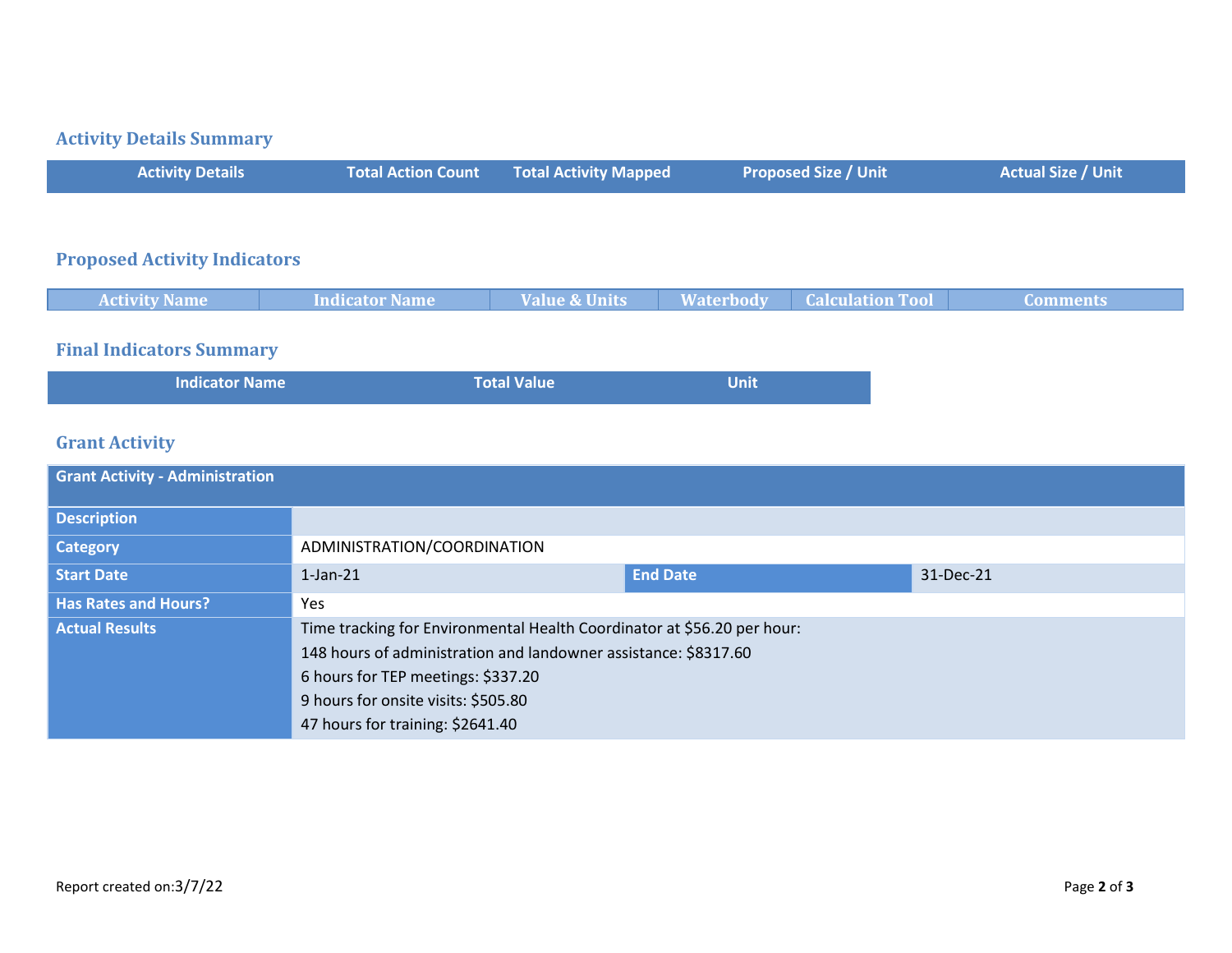## Activity Details Summary

| Activity Details | Total Action Count | Total Activity Mapped | Proposed Size / Unit | Actual Size / Unit |
|---|---|---|---|---|

## Proposed Activity Indicators

| Activity Name | Indicator Name | Value & Units | Waterbody | Calculation Tool | Comments |
|---|---|---|---|---|---|

## Final Indicators Summary

| Indicator Name | Total Value | Unit |
|---|---|---|

## Grant Activity

| Grant Activity - Administration | | | |
|---|---|---|---|
| **Description** | | | |
| **Category** | ADMINISTRATION/COORDINATION | | |
| **Start Date** | 1-Jan-21 | **End Date** | 31-Dec-21 |
| **Has Rates and Hours?** | Yes | | |
| **Actual Results** | Time tracking for Environmental Health Coordinator at $56.20 per hour:<br>148 hours of administration and landowner assistance: $8317.60<br>6 hours for TEP meetings: $337.20<br>9 hours for onsite visits: $505.80<br>47 hours for training: $2641.40 | | |

Report created on:3/7/22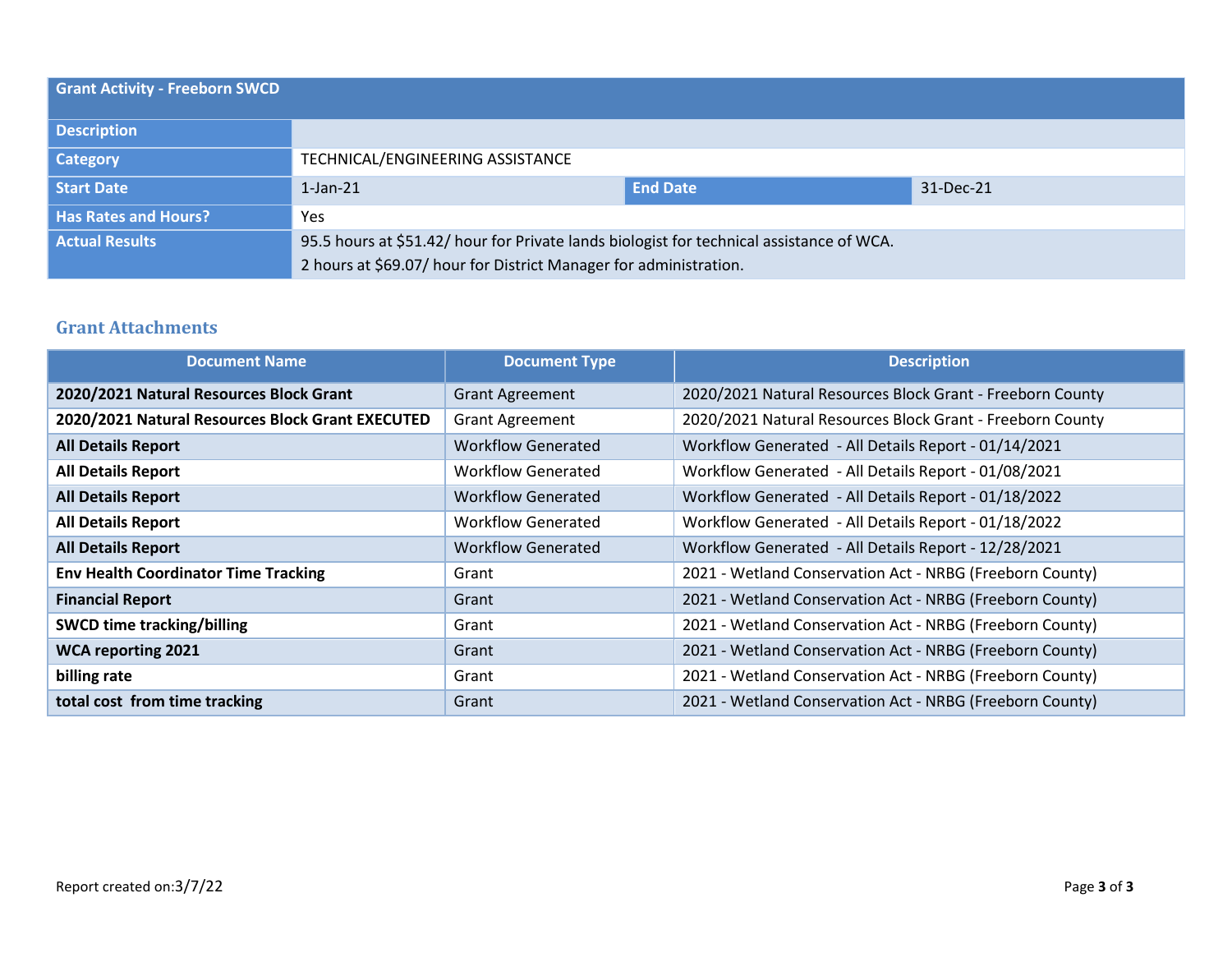| Grant Activity - Freeborn SWCD | | | |
|---|---|---|---|
| Description | | | |
| Category | TECHNICAL/ENGINEERING ASSISTANCE | | |
| Start Date | 1-Jan-21 | End Date | 31-Dec-21 |
| Has Rates and Hours? | Yes | | |
| Actual Results | 95.5 hours at $51.42/ hour for Private lands biologist for technical assistance of WCA.<br>2 hours at $69.07/ hour for District Manager for administration. | | |

## Grant Attachments

| Document Name | Document Type | Description |
|---|---|---|
| **2020/2021 Natural Resources Block Grant** | Grant Agreement | 2020/2021 Natural Resources Block Grant - Freeborn County |
| **2020/2021 Natural Resources Block Grant EXECUTED** | Grant Agreement | 2020/2021 Natural Resources Block Grant - Freeborn County |
| **All Details Report** | Workflow Generated | Workflow Generated - All Details Report - 01/14/2021 |
| **All Details Report** | Workflow Generated | Workflow Generated - All Details Report - 01/08/2021 |
| **All Details Report** | Workflow Generated | Workflow Generated - All Details Report - 01/18/2022 |
| **All Details Report** | Workflow Generated | Workflow Generated - All Details Report - 01/18/2022 |
| **All Details Report** | Workflow Generated | Workflow Generated - All Details Report - 12/28/2021 |
| **Env Health Coordinator Time Tracking** | Grant | 2021 - Wetland Conservation Act - NRBG (Freeborn County) |
| **Financial Report** | Grant | 2021 - Wetland Conservation Act - NRBG (Freeborn County) |
| **SWCD time tracking/billing** | Grant | 2021 - Wetland Conservation Act - NRBG (Freeborn County) |
| **WCA reporting 2021** | Grant | 2021 - Wetland Conservation Act - NRBG (Freeborn County) |
| **billing rate** | Grant | 2021 - Wetland Conservation Act - NRBG (Freeborn County) |
| **total cost from time tracking** | Grant | 2021 - Wetland Conservation Act - NRBG (Freeborn County) |

Report created on:3/7/22